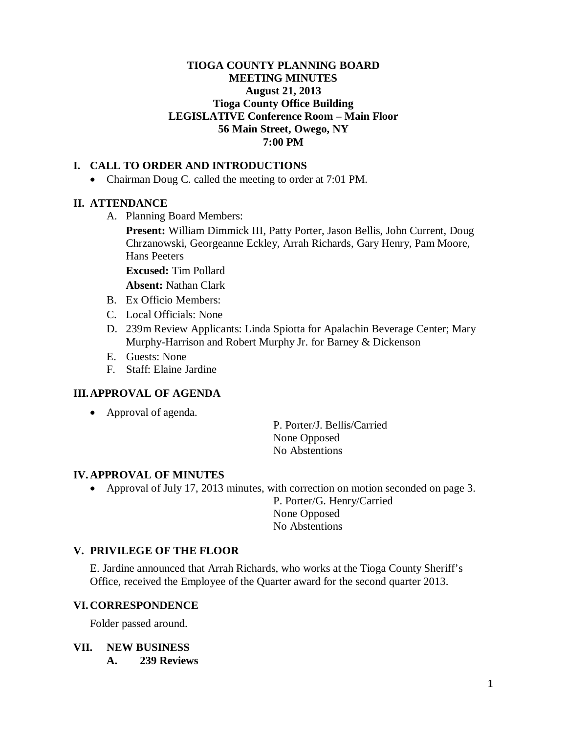# TIOGA COUNTY PLANNING BOARD
## MEETING MINUTES
**August 21, 2013**
**Tioga County Office Building**
**LEGISLATIVE Conference Room – Main Floor**
**56 Main Street, Owego, NY**
**7:00 PM**

## I. CALL TO ORDER AND INTRODUCTIONS

- Chairman Doug C. called the meeting to order at 7:01 PM.

## II. ATTENDANCE

A. Planning Board Members:

**Present:** William Dimmick III, Patty Porter, Jason Bellis, John Current, Doug Chrzanowski, Georgeanne Eckley, Arrah Richards, Gary Henry, Pam Moore, Hans Peeters

**Excused:** Tim Pollard

**Absent:** Nathan Clark

B. Ex Officio Members:

C. Local Officials: None

D. 239m Review Applicants: Linda Spiotta for Apalachin Beverage Center; Mary Murphy-Harrison and Robert Murphy Jr. for Barney & Dickenson

E. Guests: None

F. Staff: Elaine Jardine

## III. APPROVAL OF AGENDA

- Approval of agenda.

P. Porter/J. Bellis/Carried
None Opposed
No Abstentions

## IV. APPROVAL OF MINUTES

- Approval of July 17, 2013 minutes, with correction on motion seconded on page 3.

P. Porter/G. Henry/Carried
None Opposed
No Abstentions

## V. PRIVILEGE OF THE FLOOR

E. Jardine announced that Arrah Richards, who works at the Tioga County Sheriff's Office, received the Employee of the Quarter award for the second quarter 2013.

## VI. CORRESPONDENCE

Folder passed around.

## VII. NEW BUSINESS

### A. 239 Reviews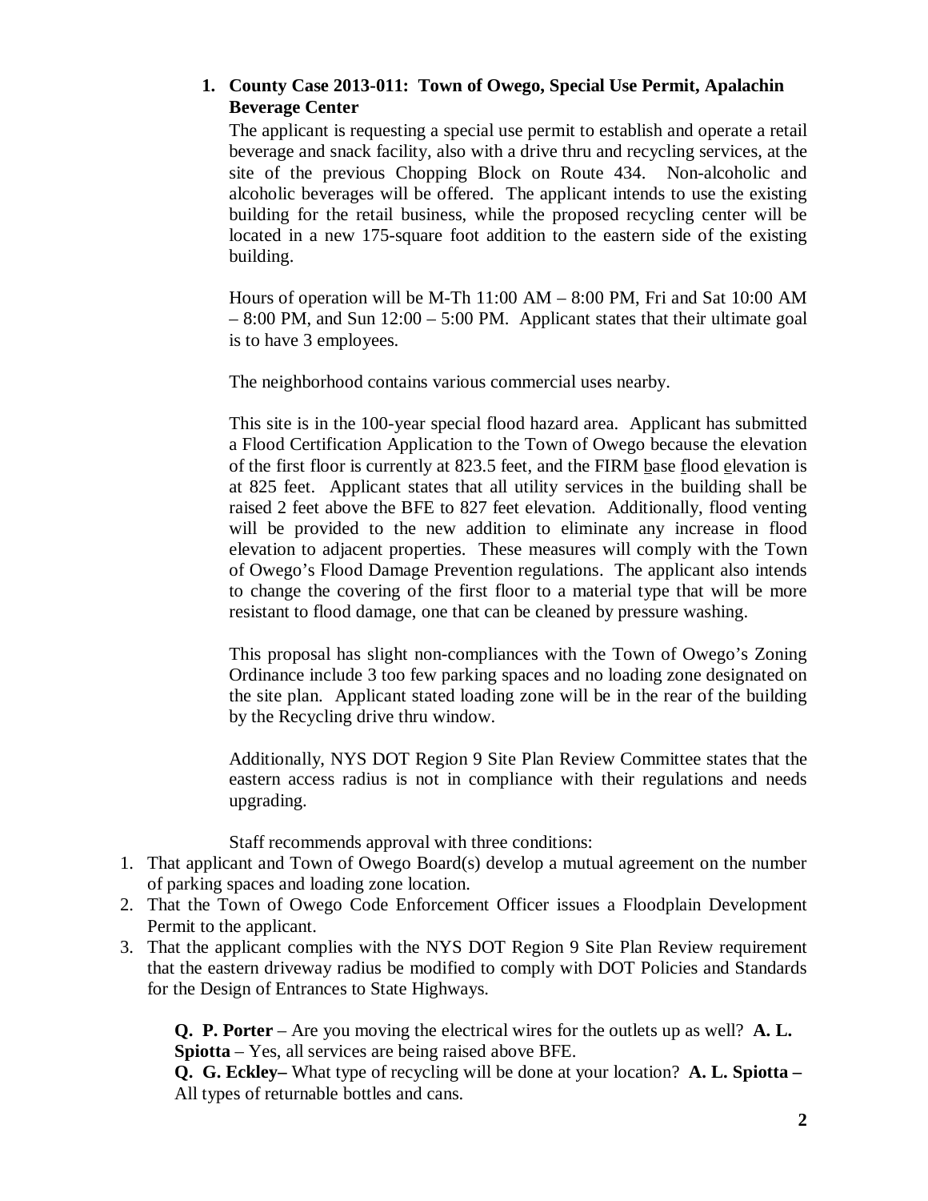1. **County Case 2013-011: Town of Owego, Special Use Permit, Apalachin Beverage Center**

   The applicant is requesting a special use permit to establish and operate a retail beverage and snack facility, also with a drive thru and recycling services, at the site of the previous Chopping Block on Route 434. Non-alcoholic and alcoholic beverages will be offered. The applicant intends to use the existing building for the retail business, while the proposed recycling center will be located in a new 175-square foot addition to the eastern side of the existing building.

   Hours of operation will be M-Th 11:00 AM – 8:00 PM, Fri and Sat 10:00 AM – 8:00 PM, and Sun 12:00 – 5:00 PM. Applicant states that their ultimate goal is to have 3 employees.

   The neighborhood contains various commercial uses nearby.

   This site is in the 100-year special flood hazard area. Applicant has submitted a Flood Certification Application to the Town of Owego because the elevation of the first floor is currently at 823.5 feet, and the FIRM base flood elevation is at 825 feet. Applicant states that all utility services in the building shall be raised 2 feet above the BFE to 827 feet elevation. Additionally, flood venting will be provided to the new addition to eliminate any increase in flood elevation to adjacent properties. These measures will comply with the Town of Owego's Flood Damage Prevention regulations. The applicant also intends to change the covering of the first floor to a material type that will be more resistant to flood damage, one that can be cleaned by pressure washing.

   This proposal has slight non-compliances with the Town of Owego's Zoning Ordinance include 3 too few parking spaces and no loading zone designated on the site plan. Applicant stated loading zone will be in the rear of the building by the Recycling drive thru window.

   Additionally, NYS DOT Region 9 Site Plan Review Committee states that the eastern access radius is not in compliance with their regulations and needs upgrading.

   Staff recommends approval with three conditions:

1. That applicant and Town of Owego Board(s) develop a mutual agreement on the number of parking spaces and loading zone location.
2. That the Town of Owego Code Enforcement Officer issues a Floodplain Development Permit to the applicant.
3. That the applicant complies with the NYS DOT Region 9 Site Plan Review requirement that the eastern driveway radius be modified to comply with DOT Policies and Standards for the Design of Entrances to State Highways.

**Q. P. Porter** – Are you moving the electrical wires for the outlets up as well? **A. L. Spiotta** – Yes, all services are being raised above BFE.

**Q. G. Eckley–** What type of recycling will be done at your location? **A. L. Spiotta –** All types of returnable bottles and cans.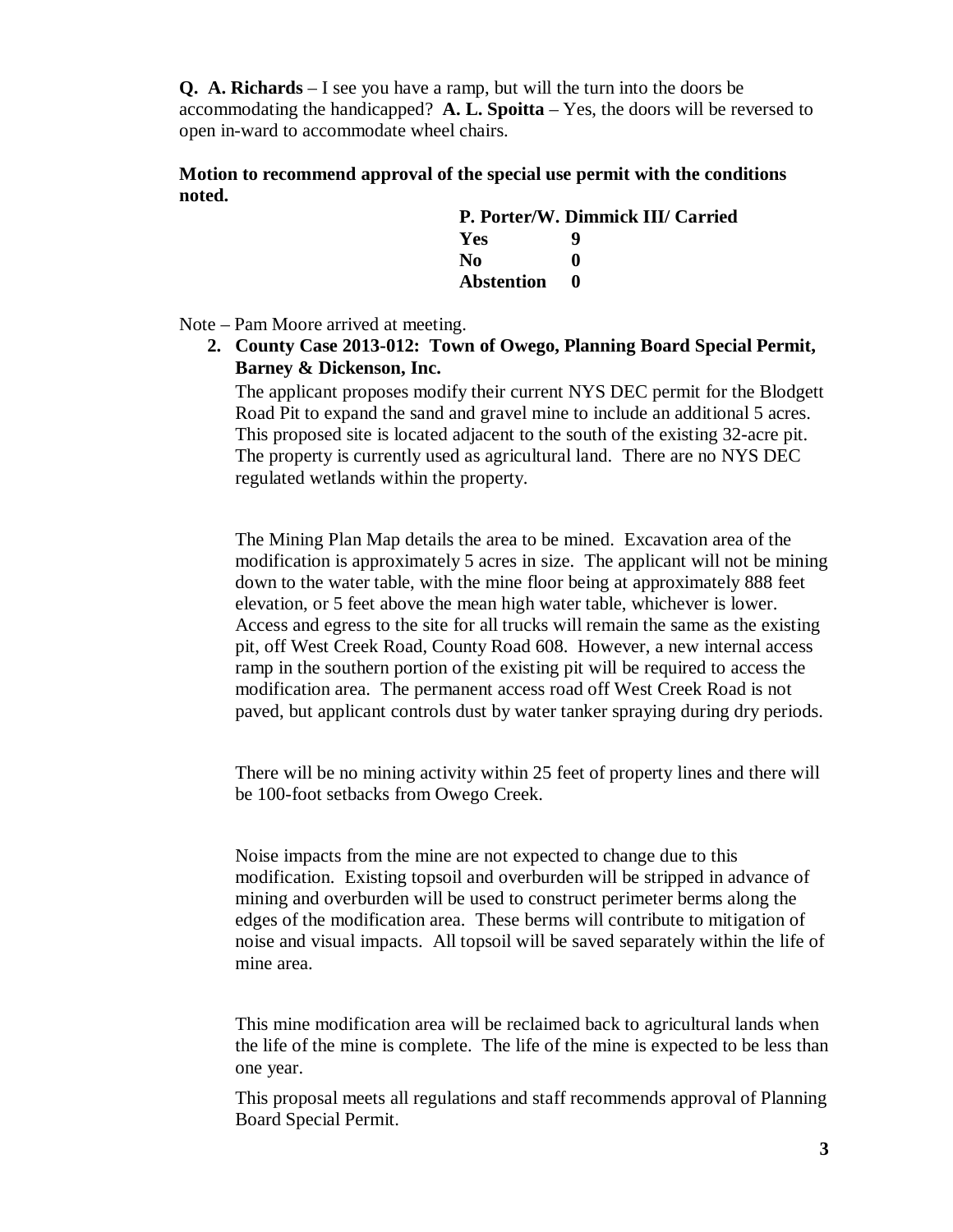**Q. A. Richards** – I see you have a ramp, but will the turn into the doors be accommodating the handicapped? **A. L. Spoitta** – Yes, the doors will be reversed to open in-ward to accommodate wheel chairs.

**Motion to recommend approval of the special use permit with the conditions noted.**

**P. Porter/W. Dimmick III/ Carried**

| | |
|---|---|
| **Yes** | **9** |
| **No** | **0** |
| **Abstention** | **0** |

Note – Pam Moore arrived at meeting.

2. **County Case 2013-012: Town of Owego, Planning Board Special Permit, Barney & Dickenson, Inc.**

   The applicant proposes modify their current NYS DEC permit for the Blodgett Road Pit to expand the sand and gravel mine to include an additional 5 acres. This proposed site is located adjacent to the south of the existing 32-acre pit. The property is currently used as agricultural land. There are no NYS DEC regulated wetlands within the property.

   The Mining Plan Map details the area to be mined. Excavation area of the modification is approximately 5 acres in size. The applicant will not be mining down to the water table, with the mine floor being at approximately 888 feet elevation, or 5 feet above the mean high water table, whichever is lower. Access and egress to the site for all trucks will remain the same as the existing pit, off West Creek Road, County Road 608. However, a new internal access ramp in the southern portion of the existing pit will be required to access the modification area. The permanent access road off West Creek Road is not paved, but applicant controls dust by water tanker spraying during dry periods.

   There will be no mining activity within 25 feet of property lines and there will be 100-foot setbacks from Owego Creek.

   Noise impacts from the mine are not expected to change due to this modification. Existing topsoil and overburden will be stripped in advance of mining and overburden will be used to construct perimeter berms along the edges of the modification area. These berms will contribute to mitigation of noise and visual impacts. All topsoil will be saved separately within the life of mine area.

   This mine modification area will be reclaimed back to agricultural lands when the life of the mine is complete. The life of the mine is expected to be less than one year.

   This proposal meets all regulations and staff recommends approval of Planning Board Special Permit.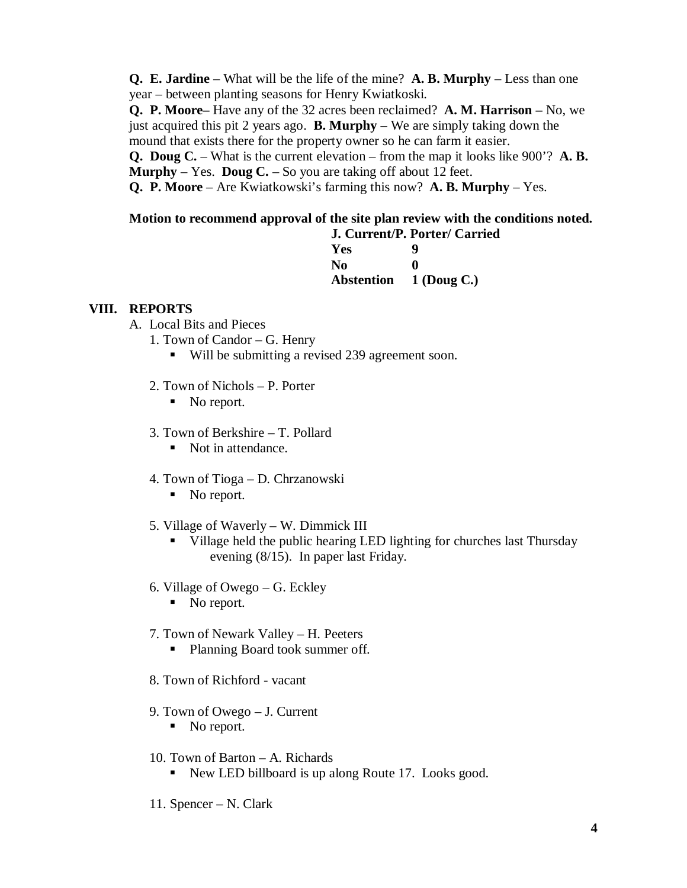**Q. E. Jardine** – What will be the life of the mine? **A. B. Murphy** – Less than one year – between planting seasons for Henry Kwiatkoski.

**Q. P. Moore–** Have any of the 32 acres been reclaimed? **A. M. Harrison –** No, we just acquired this pit 2 years ago. **B. Murphy** – We are simply taking down the mound that exists there for the property owner so he can farm it easier.

**Q. Doug C.** – What is the current elevation – from the map it looks like 900'? **A. B. Murphy** – Yes. **Doug C.** – So you are taking off about 12 feet.

**Q. P. Moore** – Are Kwiatkowski's farming this now? **A. B. Murphy** – Yes.

**Motion to recommend approval of the site plan review with the conditions noted.**

**J. Current/P. Porter/ Carried**

| | |
|---|---|
| **Yes** | **9** |
| **No** | **0** |
| **Abstention** | **1 (Doug C.)** |

## VIII. REPORTS

A. Local Bits and Pieces

1. Town of Candor – G. Henry
   - Will be submitting a revised 239 agreement soon.

2. Town of Nichols – P. Porter
   - No report.

3. Town of Berkshire – T. Pollard
   - Not in attendance.

4. Town of Tioga – D. Chrzanowski
   - No report.

5. Village of Waverly – W. Dimmick III
   - Village held the public hearing LED lighting for churches last Thursday evening (8/15). In paper last Friday.

6. Village of Owego – G. Eckley
   - No report.

7. Town of Newark Valley – H. Peeters
   - Planning Board took summer off.

8. Town of Richford - vacant

9. Town of Owego – J. Current
   - No report.

10. Town of Barton – A. Richards
    - New LED billboard is up along Route 17. Looks good.

11. Spencer – N. Clark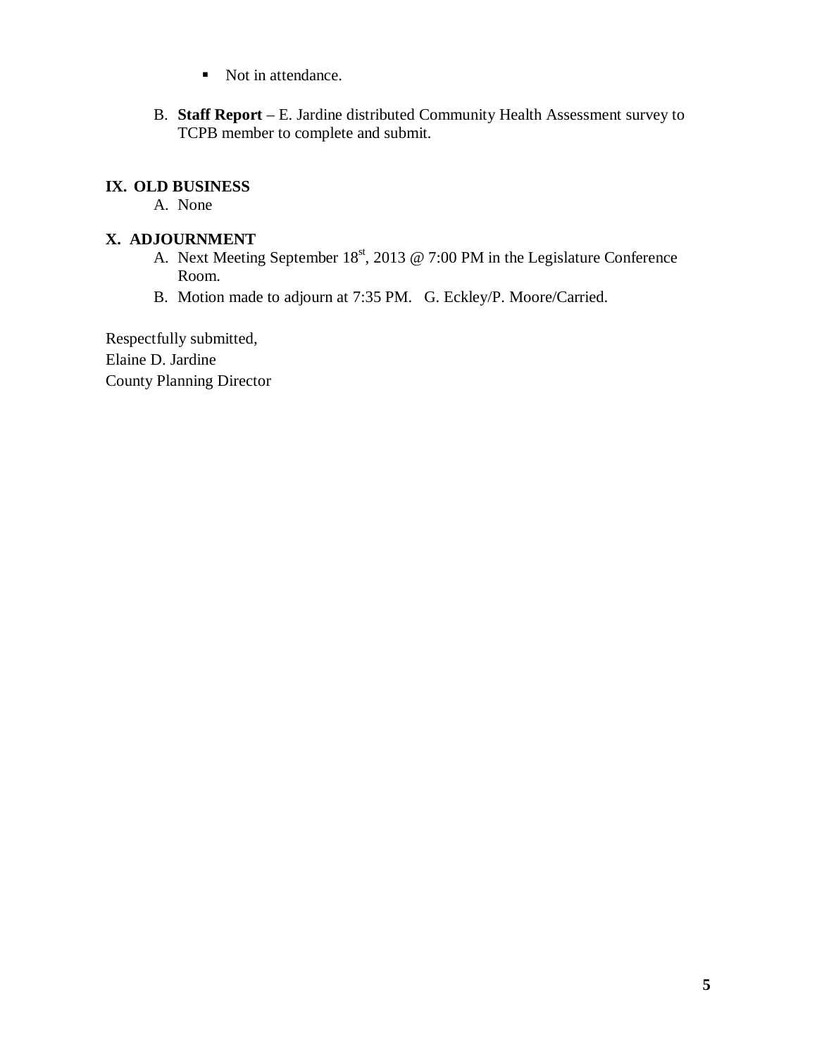- Not in attendance.

B. **Staff Report** – E. Jardine distributed Community Health Assessment survey to TCPB member to complete and submit.

## IX. OLD BUSINESS

A. None

## X. ADJOURNMENT

A. Next Meeting September 18st, 2013 @ 7:00 PM in the Legislature Conference Room.

B. Motion made to adjourn at 7:35 PM. G. Eckley/P. Moore/Carried.

Respectfully submitted,
Elaine D. Jardine
County Planning Director